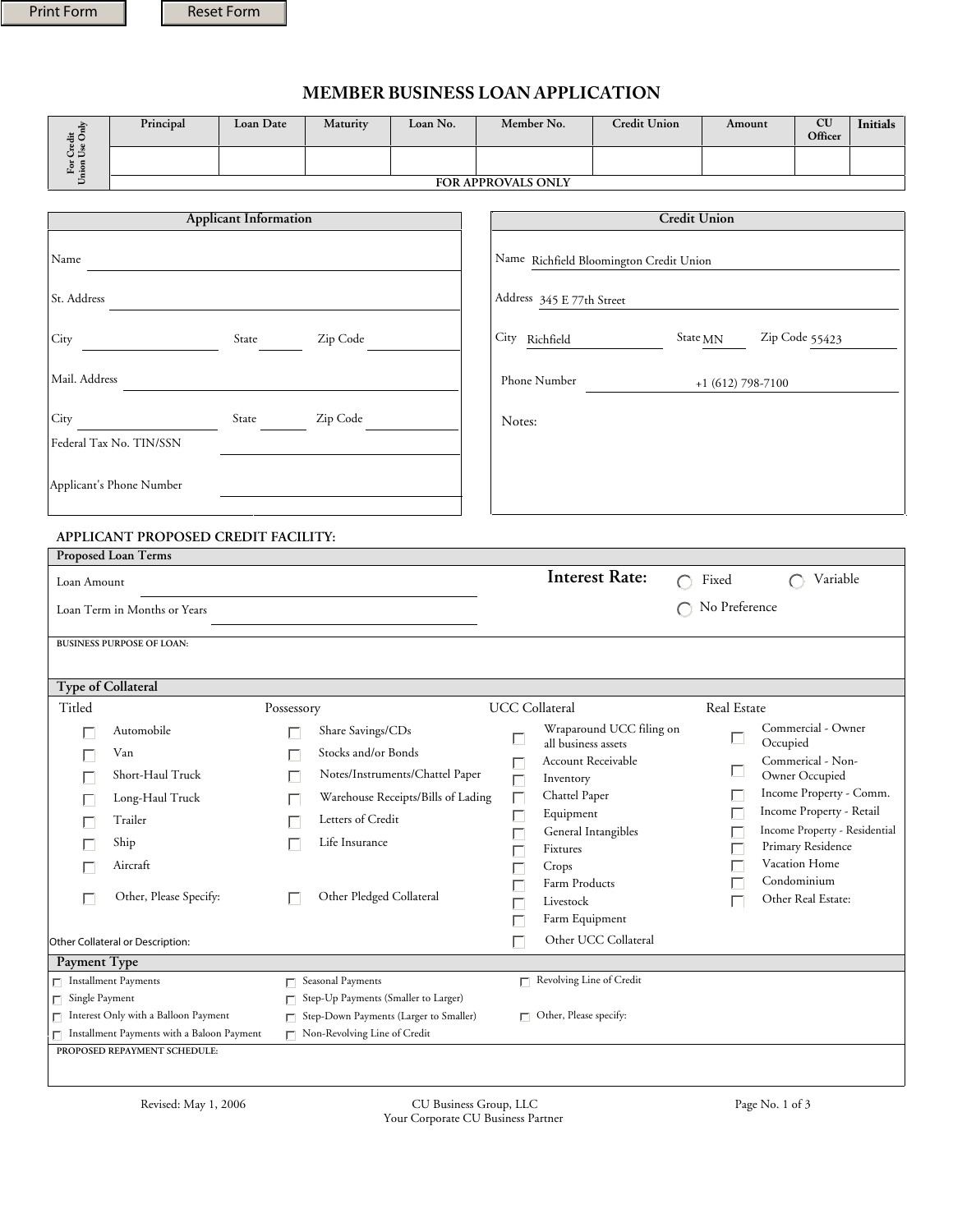Print Form Reset Form

# MEMBER BUSINESS LOAN APPLICATION

| For Credit Union Use Only | Principal | Loan Date | Maturity | Loan No. | Member No. | Credit Union | Amount | CU Officer | Initials |
|---|---|---|---|---|---|---|---|---|---|
| | | | | | | | | | |
| | FOR APPROVALS ONLY | | | | | | | | |

| Applicant Information | Credit Union |
|---|---|
| Name | Name: Richfield Bloomington Credit Union |
| St. Address | Address: 345 E 77th Street |
| City / State / Zip Code | City: Richfield State: MN Zip Code: 55423 |
| Mail. Address | Phone Number: +1 (612) 798-7100 |
| City / State / Zip Code | Notes: |
| Federal Tax No. TIN/SSN | |
| Applicant's Phone Number | |

## APPLICANT PROPOSED CREDIT FACILITY:

### Proposed Loan Terms

Loan Amount

Loan Term in Months or Years

**Interest Rate:** ○ Fixed ○ Variable ○ No Preference

BUSINESS PURPOSE OF LOAN:

### Type of Collateral

| Titled | Possessory | UCC Collateral | Real Estate |
|---|---|---|---|
| ☐ Automobile | ☐ Share Savings/CDs | ☐ Wraparound UCC filing on all business assets | ☐ Commercial - Owner Occupied |
| ☐ Van | ☐ Stocks and/or Bonds | ☐ Account Receivable | ☐ Commercial - Non-Owner Occupied |
| ☐ Short-Haul Truck | ☐ Notes/Instruments/Chattel Paper | ☐ Inventory | ☐ Income Property - Comm. |
| ☐ Long-Haul Truck | ☐ Warehouse Receipts/Bills of Lading | ☐ Chattel Paper | ☐ Income Property - Retail |
| ☐ Trailer | ☐ Letters of Credit | ☐ Equipment | ☐ Income Property - Residential |
| ☐ Ship | ☐ Life Insurance | ☐ General Intangibles | ☐ Primary Residence |
| ☐ Aircraft | | ☐ Fixtures | ☐ Vacation Home |
| ☐ Other, Please Specify: | ☐ Other Pledged Collateral | ☐ Crops | ☐ Condominium |
| | | ☐ Farm Products | ☐ Other Real Estate: |
| | | ☐ Livestock | |
| | | ☐ Farm Equipment | |
| | | ☐ Other UCC Collateral | |

Other Collateral or Description:

### Payment Type

| | | |
|---|---|---|
| ☐ Installment Payments | ☐ Seasonal Payments | ☐ Revolving Line of Credit |
| ☐ Single Payment | ☐ Step-Up Payments (Smaller to Larger) | |
| ☐ Interest Only with a Balloon Payment | ☐ Step-Down Payments (Larger to Smaller) | ☐ Other, Please specify: |
| ☐ Installment Payments with a Baloon Payment | ☐ Non-Revolving Line of Credit | |

PROPOSED REPAYMENT SCHEDULE:

Revised: May 1, 2006 CU Business Group, LLC Your Corporate CU Business Partner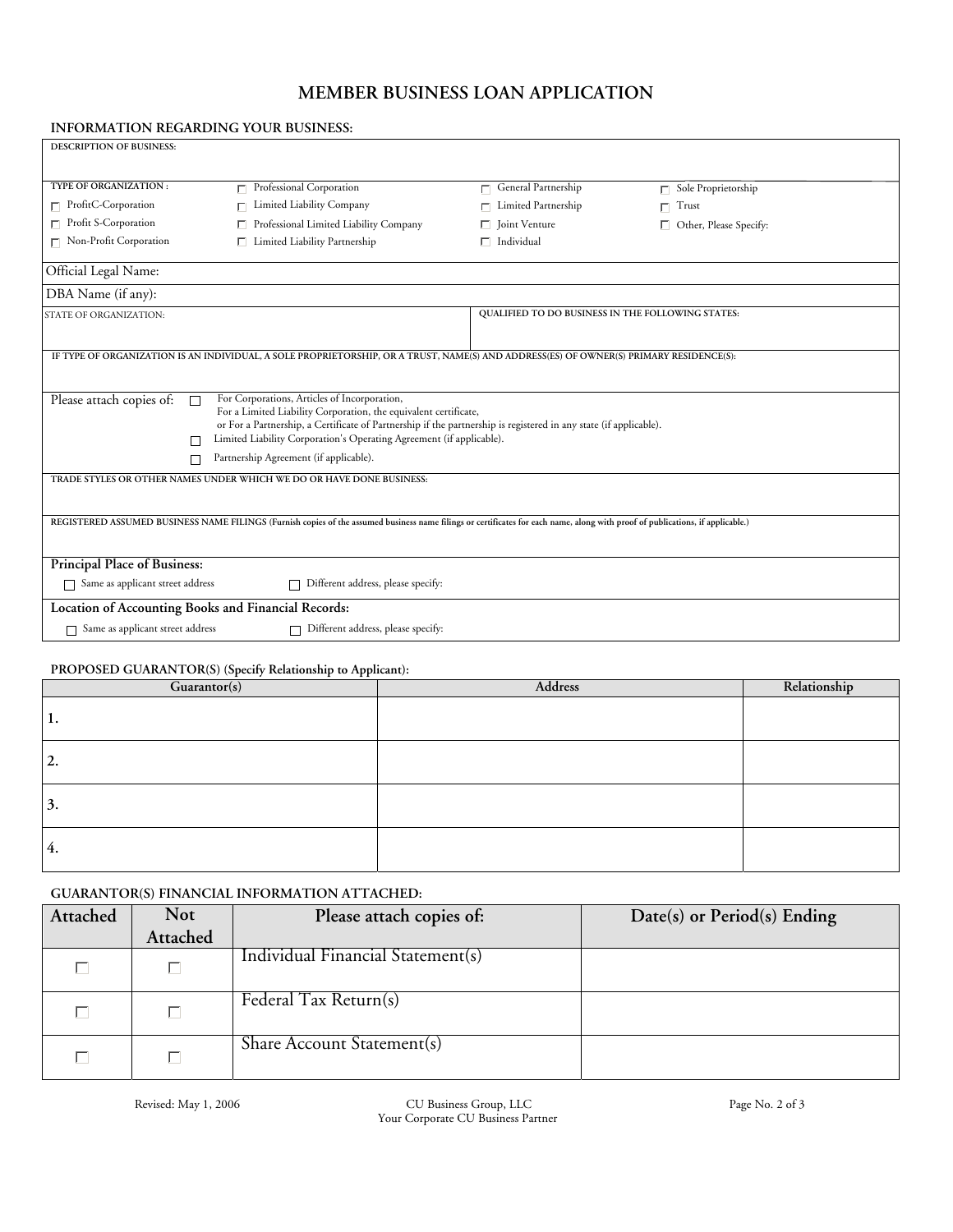# MEMBER BUSINESS LOAN APPLICATION

## INFORMATION REGARDING YOUR BUSINESS:

DESCRIPTION OF BUSINESS:

TYPE OF ORGANIZATION :

- ☐ ProfitC-Corporation
- ☐ Profit S-Corporation
- ☐ Non-Profit Corporation
- ☐ Professional Corporation
- ☐ Limited Liability Company
- ☐ Professional Limited Liability Company
- ☐ Limited Liability Partnership
- ☐ General Partnership
- ☐ Limited Partnership
- ☐ Joint Venture
- ☐ Individual
- ☐ Sole Proprietorship
- ☐ Trust
- ☐ Other, Please Specify:

Official Legal Name:

DBA Name (if any):

STATE OF ORGANIZATION:

QUALIFIED TO DO BUSINESS IN THE FOLLOWING STATES:

IF TYPE OF ORGANIZATION IS AN INDIVIDUAL, A SOLE PROPRIETORSHIP, OR A TRUST, NAME(S) AND ADDRESS(ES) OF OWNER(S) PRIMARY RESIDENCE(S):

Please attach copies of:

- ☐ For Corporations, Articles of Incorporation,
  For a Limited Liability Corporation, the equivalent certificate,
  or For a Partnership, a Certificate of Partnership if the partnership is registered in any state (if applicable).
- ☐ Limited Liability Corporation's Operating Agreement (if applicable).
- ☐ Partnership Agreement (if applicable).

TRADE STYLES OR OTHER NAMES UNDER WHICH WE DO OR HAVE DONE BUSINESS:

REGISTERED ASSUMED BUSINESS NAME FILINGS (Furnish copies of the assumed business name filings or certificates for each name, along with proof of publications, if applicable.)

**Principal Place of Business:**

- ☐ Same as applicant street address
- ☐ Different address, please specify:

**Location of Accounting Books and Financial Records:**

- ☐ Same as applicant street address
- ☐ Different address, please specify:

## PROPOSED GUARANTOR(S) (Specify Relationship to Applicant):

| Guarantor(s) | Address | Relationship |
|---|---|---|
| 1. | | |
| 2. | | |
| 3. | | |
| 4. | | |

## GUARANTOR(S) FINANCIAL INFORMATION ATTACHED:

| Attached | Not Attached | Please attach copies of: | Date(s) or Period(s) Ending |
|---|---|---|---|
| ☐ | ☐ | Individual Financial Statement(s) | |
| ☐ | ☐ | Federal Tax Return(s) | |
| ☐ | ☐ | Share Account Statement(s) | |

Revised: May 1, 2006 — CU Business Group, LLC, Your Corporate CU Business Partner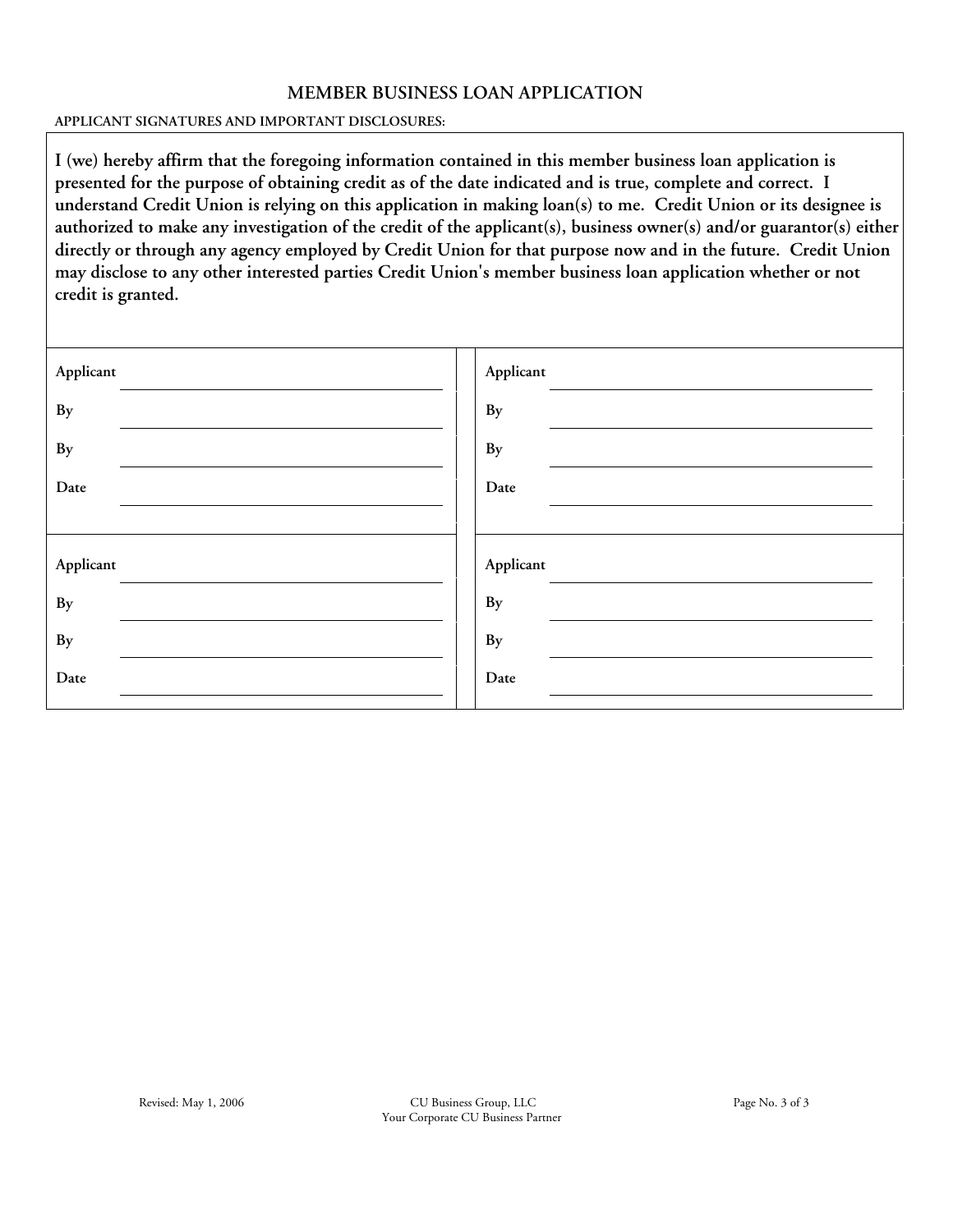# MEMBER BUSINESS LOAN APPLICATION

APPLICANT SIGNATURES AND IMPORTANT DISCLOSURES:

**I (we) hereby affirm that the foregoing information contained in this member business loan application is presented for the purpose of obtaining credit as of the date indicated and is true, complete and correct. I understand Credit Union is relying on this application in making loan(s) to me. Credit Union or its designee is authorized to make any investigation of the credit of the applicant(s), business owner(s) and/or guarantor(s) either directly or through any agency employed by Credit Union for that purpose now and in the future. Credit Union may disclose to any other interested parties Credit Union's member business loan application whether or not credit is granted.**

| | | | |
|---|---|---|---|
| Applicant | | Applicant | |
| By | | By | |
| By | | By | |
| Date | | Date | |
| Applicant | | Applicant | |
| By | | By | |
| By | | By | |
| Date | | Date | |

Revised: May 1, 2006

CU Business Group, LLC
Your Corporate CU Business Partner